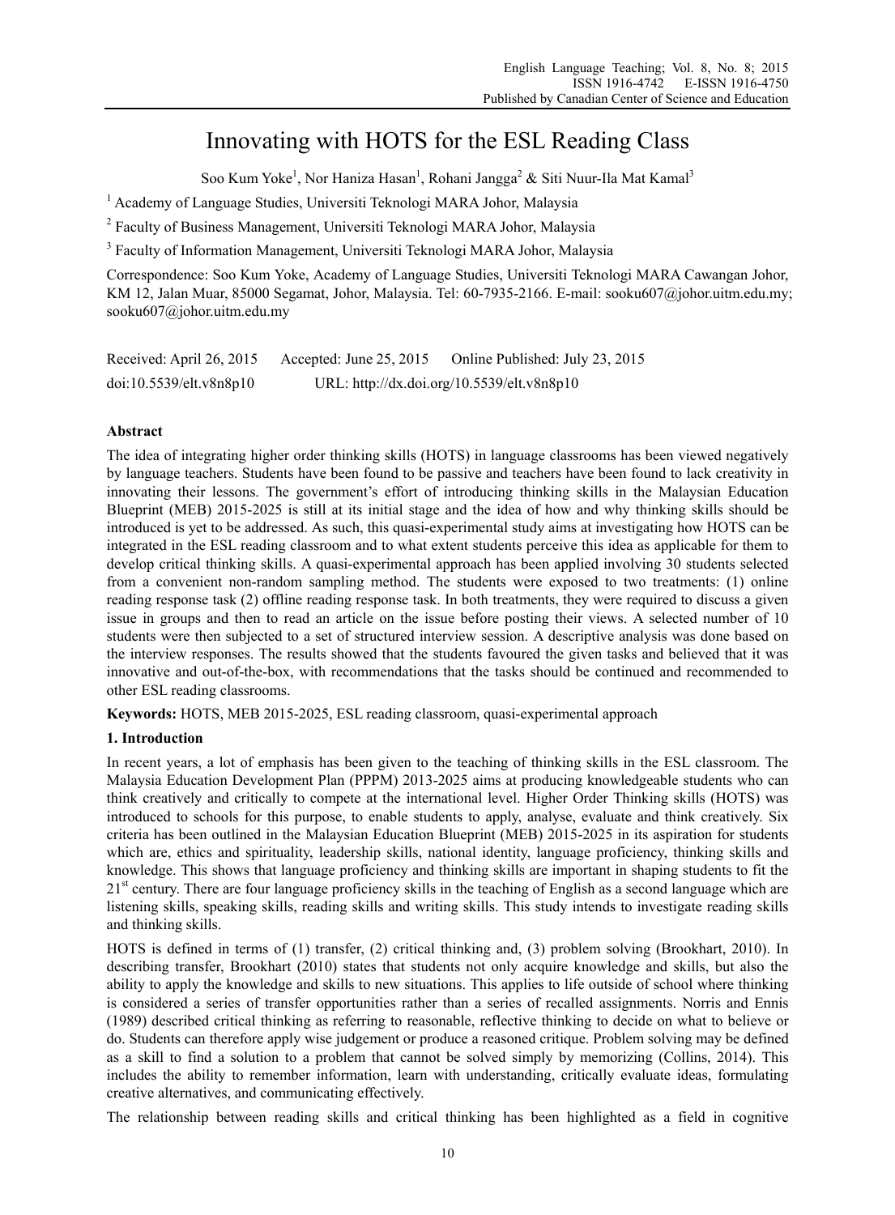# Innovating with HOTS for the ESL Reading Class

Soo Kum Yoke[1], Nor Haniza Hasan[1], Rohani Jangga[2] & Siti Nuur-Ila Mat Kamal[3]

[1] Academy of Language Studies, Universiti Teknologi MARA Johor, Malaysia

[2] Faculty of Business Management, Universiti Teknologi MARA Johor, Malaysia

[3] Faculty of Information Management, Universiti Teknologi MARA Johor, Malaysia

Correspondence: Soo Kum Yoke, Academy of Language Studies, Universiti Teknologi MARA Cawangan Johor, KM 12, Jalan Muar, 85000 Segamat, Johor, Malaysia. Tel: 60-7935-2166. E-mail: sooku607@johor.uitm.edu.my; sooku607@johor.uitm.edu.my

Received: April 26, 2015 Accepted: June 25, 2015 Online Published: July 23, 2015

doi:10.5539/elt.v8n8p10 URL: http://dx.doi.org/10.5539/elt.v8n8p10

## Abstract

The idea of integrating higher order thinking skills (HOTS) in language classrooms has been viewed negatively by language teachers. Students have been found to be passive and teachers have been found to lack creativity in innovating their lessons. The government's effort of introducing thinking skills in the Malaysian Education Blueprint (MEB) 2015-2025 is still at its initial stage and the idea of how and why thinking skills should be introduced is yet to be addressed. As such, this quasi-experimental study aims at investigating how HOTS can be integrated in the ESL reading classroom and to what extent students perceive this idea as applicable for them to develop critical thinking skills. A quasi-experimental approach has been applied involving 30 students selected from a convenient non-random sampling method. The students were exposed to two treatments: (1) online reading response task (2) offline reading response task. In both treatments, they were required to discuss a given issue in groups and then to read an article on the issue before posting their views. A selected number of 10 students were then subjected to a set of structured interview session. A descriptive analysis was done based on the interview responses. The results showed that the students favoured the given tasks and believed that it was innovative and out-of-the-box, with recommendations that the tasks should be continued and recommended to other ESL reading classrooms.

**Keywords:** HOTS, MEB 2015-2025, ESL reading classroom, quasi-experimental approach

## 1. Introduction

In recent years, a lot of emphasis has been given to the teaching of thinking skills in the ESL classroom. The Malaysia Education Development Plan (PPPM) 2013-2025 aims at producing knowledgeable students who can think creatively and critically to compete at the international level. Higher Order Thinking skills (HOTS) was introduced to schools for this purpose, to enable students to apply, analyse, evaluate and think creatively. Six criteria has been outlined in the Malaysian Education Blueprint (MEB) 2015-2025 in its aspiration for students which are, ethics and spirituality, leadership skills, national identity, language proficiency, thinking skills and knowledge. This shows that language proficiency and thinking skills are important in shaping students to fit the 21st century. There are four language proficiency skills in the teaching of English as a second language which are listening skills, speaking skills, reading skills and writing skills. This study intends to investigate reading skills and thinking skills.

HOTS is defined in terms of (1) transfer, (2) critical thinking and, (3) problem solving (Brookhart, 2010). In describing transfer, Brookhart (2010) states that students not only acquire knowledge and skills, but also the ability to apply the knowledge and skills to new situations. This applies to life outside of school where thinking is considered a series of transfer opportunities rather than a series of recalled assignments. Norris and Ennis (1989) described critical thinking as referring to reasonable, reflective thinking to decide on what to believe or do. Students can therefore apply wise judgement or produce a reasoned critique. Problem solving may be defined as a skill to find a solution to a problem that cannot be solved simply by memorizing (Collins, 2014). This includes the ability to remember information, learn with understanding, critically evaluate ideas, formulating creative alternatives, and communicating effectively.

The relationship between reading skills and critical thinking has been highlighted as a field in cognitive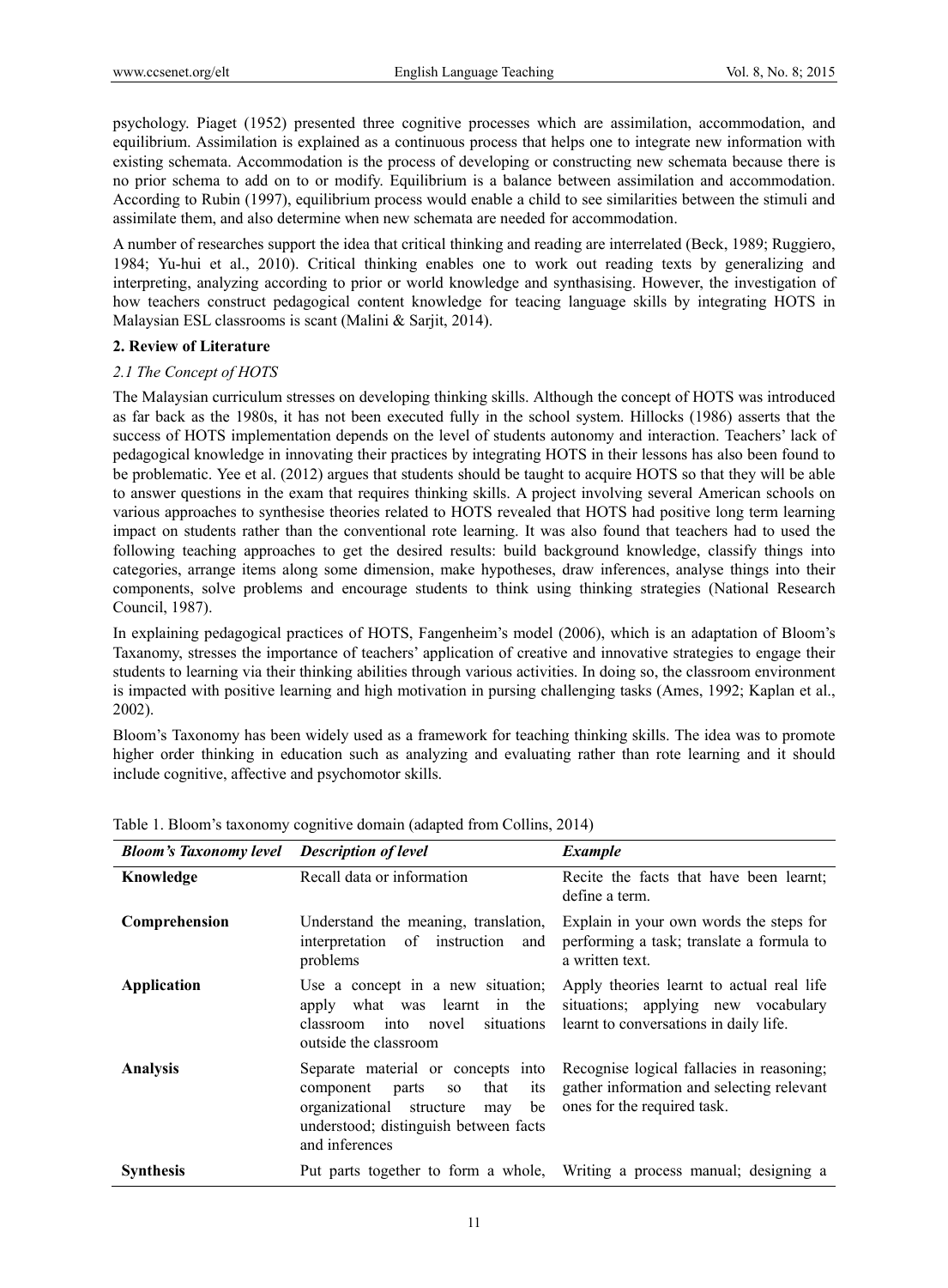psychology. Piaget (1952) presented three cognitive processes which are assimilation, accommodation, and equilibrium. Assimilation is explained as a continuous process that helps one to integrate new information with existing schemata. Accommodation is the process of developing or constructing new schemata because there is no prior schema to add on to or modify. Equilibrium is a balance between assimilation and accommodation. According to Rubin (1997), equilibrium process would enable a child to see similarities between the stimuli and assimilate them, and also determine when new schemata are needed for accommodation.

A number of researches support the idea that critical thinking and reading are interrelated (Beck, 1989; Ruggiero, 1984; Yu-hui et al., 2010). Critical thinking enables one to work out reading texts by generalizing and interpreting, analyzing according to prior or world knowledge and synthasising. However, the investigation of how teachers construct pedagogical content knowledge for teacing language skills by integrating HOTS in Malaysian ESL classrooms is scant (Malini & Sarjit, 2014).

## 2. Review of Literature

### *2.1 The Concept of HOTS*

The Malaysian curriculum stresses on developing thinking skills. Although the concept of HOTS was introduced as far back as the 1980s, it has not been executed fully in the school system. Hillocks (1986) asserts that the success of HOTS implementation depends on the level of students autonomy and interaction. Teachers' lack of pedagogical knowledge in innovating their practices by integrating HOTS in their lessons has also been found to be problematic. Yee et al. (2012) argues that students should be taught to acquire HOTS so that they will be able to answer questions in the exam that requires thinking skills. A project involving several American schools on various approaches to synthesise theories related to HOTS revealed that HOTS had positive long term learning impact on students rather than the conventional rote learning. It was also found that teachers had to used the following teaching approaches to get the desired results: build background knowledge, classify things into categories, arrange items along some dimension, make hypotheses, draw inferences, analyse things into their components, solve problems and encourage students to think using thinking strategies (National Research Council, 1987).

In explaining pedagogical practices of HOTS, Fangenheim's model (2006), which is an adaptation of Bloom's Taxonomy, stresses the importance of teachers' application of creative and innovative strategies to engage their students to learning via their thinking abilities through various activities. In doing so, the classroom environment is impacted with positive learning and high motivation in pursing challenging tasks (Ames, 1992; Kaplan et al., 2002).

Bloom's Taxonomy has been widely used as a framework for teaching thinking skills. The idea was to promote higher order thinking in education such as analyzing and evaluating rather than rote learning and it should include cognitive, affective and psychomotor skills.

Table 1. Bloom's taxonomy cognitive domain (adapted from Collins, 2014)

| *Bloom's Taxonomy level* | *Description of level* | *Example* |
|---|---|---|
| **Knowledge** | Recall data or information | Recite the facts that have been learnt; define a term. |
| **Comprehension** | Understand the meaning, translation, interpretation of instruction and problems | Explain in your own words the steps for performing a task; translate a formula to a written text. |
| **Application** | Use a concept in a new situation; apply what was learnt in the classroom into novel situations outside the classroom | Apply theories learnt to actual real life situations; applying new vocabulary learnt to conversations in daily life. |
| **Analysis** | Separate material or concepts into component parts so that its organizational structure may be understood; distinguish between facts and inferences | Recognise logical fallacies in reasoning; gather information and selecting relevant ones for the required task. |
| **Synthesis** | Put parts together to form a whole, | Writing a process manual; designing a |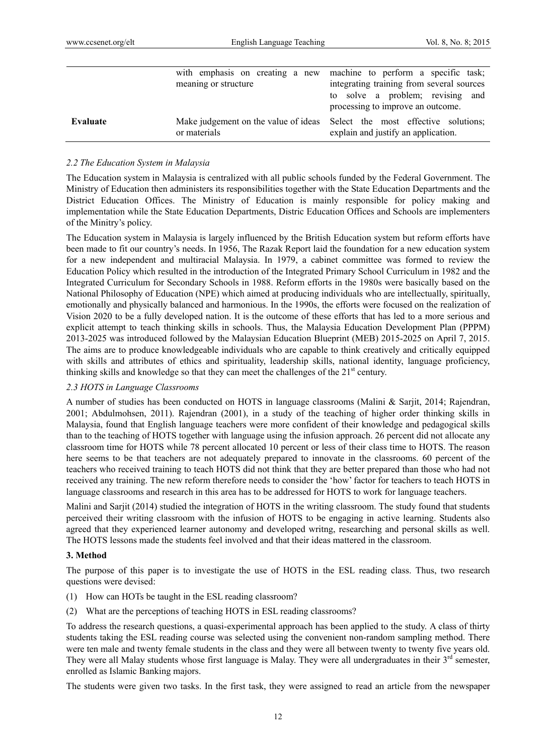| | | |
|---|---|---|
| | with emphasis on creating a new meaning or structure | machine to perform a specific task; integrating training from several sources to solve a problem; revising and processing to improve an outcome. |
| **Evaluate** | Make judgement on the value of ideas or materials | Select the most effective solutions; explain and justify an application. |

### *2.2 The Education System in Malaysia*

The Education system in Malaysia is centralized with all public schools funded by the Federal Government. The Ministry of Education then administers its responsibilities together with the State Education Departments and the District Education Offices. The Ministry of Education is mainly responsible for policy making and implementation while the State Education Departments, Distric Education Offices and Schools are implementers of the Minitry's policy.

The Education system in Malaysia is largely influenced by the British Education system but reform efforts have been made to fit our country's needs. In 1956, The Razak Report laid the foundation for a new education system for a new independent and multiracial Malaysia. In 1979, a cabinet committee was formed to review the Education Policy which resulted in the introduction of the Integrated Primary School Curriculum in 1982 and the Integrated Curriculum for Secondary Schools in 1988. Reform efforts in the 1980s were basically based on the National Philosophy of Education (NPE) which aimed at producing individuals who are intellectually, spiritually, emotionally and physically balanced and harmonious. In the 1990s, the efforts were focused on the realization of Vision 2020 to be a fully developed nation. It is the outcome of these efforts that has led to a more serious and explicit attempt to teach thinking skills in schools. Thus, the Malaysia Education Development Plan (PPPM) 2013-2025 was introduced followed by the Malaysian Education Blueprint (MEB) 2015-2025 on April 7, 2015. The aims are to produce knowledgeable individuals who are capable to think creatively and critically equipped with skills and attributes of ethics and spirituality, leadership skills, national identity, language proficiency, thinking skills and knowledge so that they can meet the challenges of the 21st century.

### *2.3 HOTS in Language Classrooms*

A number of studies has been conducted on HOTS in language classrooms (Malini & Sarjit, 2014; Rajendran, 2001; Abdulmohsen, 2011). Rajendran (2001), in a study of the teaching of higher order thinking skills in Malaysia, found that English language teachers were more confident of their knowledge and pedagogical skills than to the teaching of HOTS together with language using the infusion approach. 26 percent did not allocate any classroom time for HOTS while 78 percent allocated 10 percent or less of their class time to HOTS. The reason here seems to be that teachers are not adequately prepared to innovate in the classrooms. 60 percent of the teachers who received training to teach HOTS did not think that they are better prepared than those who had not received any training. The new reform therefore needs to consider the 'how' factor for teachers to teach HOTS in language classrooms and research in this area has to be addressed for HOTS to work for language teachers.

Malini and Sarjit (2014) studied the integration of HOTS in the writing classroom. The study found that students perceived their writing classroom with the infusion of HOTS to be engaging in active learning. Students also agreed that they experienced learner autonomy and developed writng, researching and personal skills as well. The HOTS lessons made the students feel involved and that their ideas mattered in the classroom.

## **3. Method**

The purpose of this paper is to investigate the use of HOTS in the ESL reading class. Thus, two research questions were devised:

(1) How can HOTs be taught in the ESL reading classroom?

(2) What are the perceptions of teaching HOTS in ESL reading classrooms?

To address the research questions, a quasi-experimental approach has been applied to the study. A class of thirty students taking the ESL reading course was selected using the convenient non-random sampling method. There were ten male and twenty female students in the class and they were all between twenty to twenty five years old. They were all Malay students whose first language is Malay. They were all undergraduates in their 3rd semester, enrolled as Islamic Banking majors.

The students were given two tasks. In the first task, they were assigned to read an article from the newspaper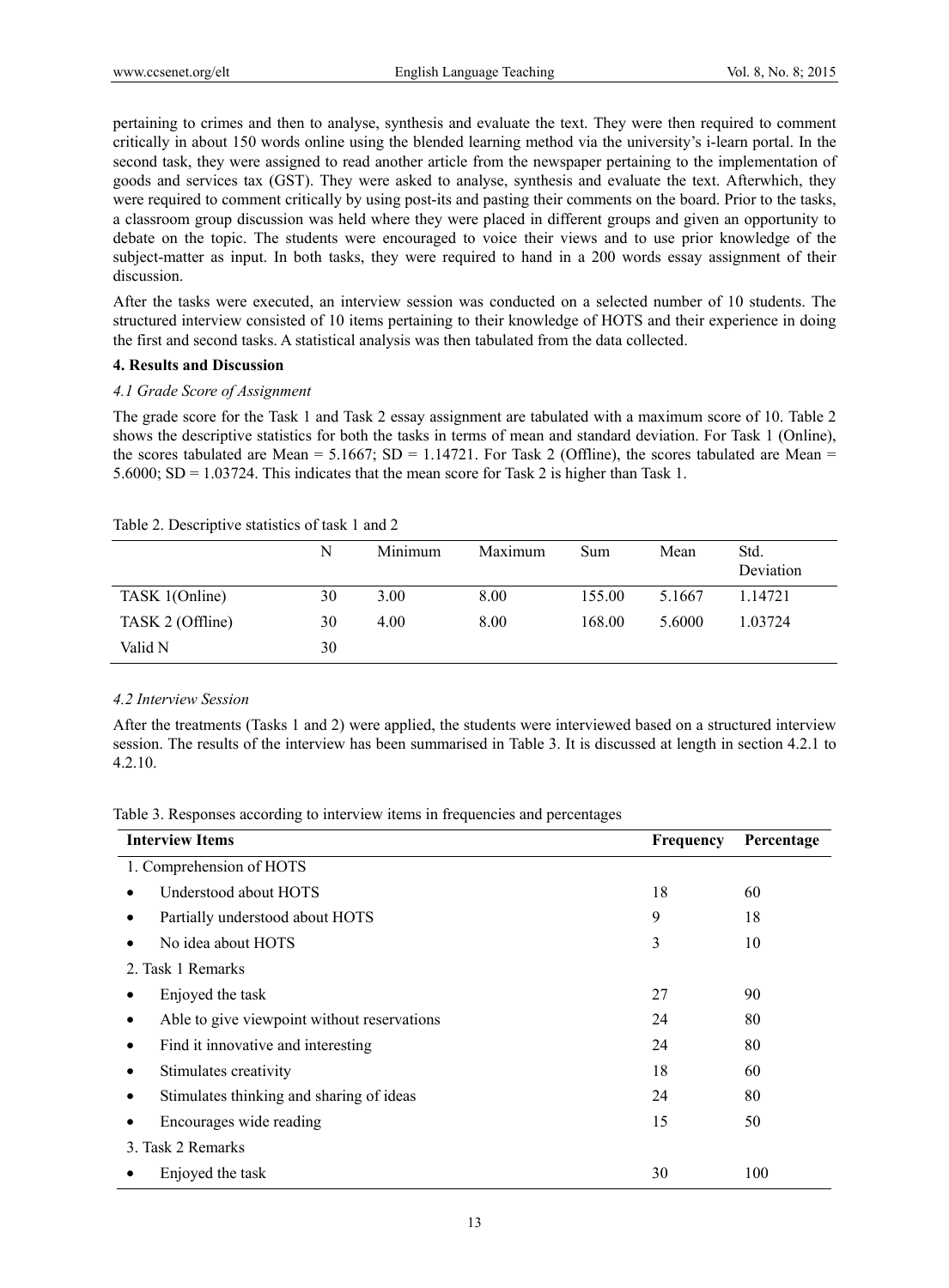pertaining to crimes and then to analyse, synthesis and evaluate the text. They were then required to comment critically in about 150 words online using the blended learning method via the university's i-learn portal. In the second task, they were assigned to read another article from the newspaper pertaining to the implementation of goods and services tax (GST). They were asked to analyse, synthesis and evaluate the text. Afterwhich, they were required to comment critically by using post-its and pasting their comments on the board. Prior to the tasks, a classroom group discussion was held where they were placed in different groups and given an opportunity to debate on the topic. The students were encouraged to voice their views and to use prior knowledge of the subject-matter as input. In both tasks, they were required to hand in a 200 words essay assignment of their discussion.

After the tasks were executed, an interview session was conducted on a selected number of 10 students. The structured interview consisted of 10 items pertaining to their knowledge of HOTS and their experience in doing the first and second tasks. A statistical analysis was then tabulated from the data collected.

## 4. Results and Discussion

### *4.1 Grade Score of Assignment*

The grade score for the Task 1 and Task 2 essay assignment are tabulated with a maximum score of 10. Table 2 shows the descriptive statistics for both the tasks in terms of mean and standard deviation. For Task 1 (Online), the scores tabulated are Mean = 5.1667; SD = 1.14721. For Task 2 (Offline), the scores tabulated are Mean = 5.6000; SD = 1.03724. This indicates that the mean score for Task 2 is higher than Task 1.

Table 2. Descriptive statistics of task 1 and 2

| | N | Minimum | Maximum | Sum | Mean | Std. Deviation |
|---|---|---|---|---|---|---|
| TASK 1(Online) | 30 | 3.00 | 8.00 | 155.00 | 5.1667 | 1.14721 |
| TASK 2 (Offline) | 30 | 4.00 | 8.00 | 168.00 | 5.6000 | 1.03724 |
| Valid N | 30 | | | | | |

### *4.2 Interview Session*

After the treatments (Tasks 1 and 2) were applied, the students were interviewed based on a structured interview session. The results of the interview has been summarised in Table 3. It is discussed at length in section 4.2.1 to 4.2.10.

Table 3. Responses according to interview items in frequencies and percentages

| Interview Items | Frequency | Percentage |
|---|---|---|
| 1. Comprehension of HOTS | | |
| • Understood about HOTS | 18 | 60 |
| • Partially understood about HOTS | 9 | 18 |
| • No idea about HOTS | 3 | 10 |
| 2. Task 1 Remarks | | |
| • Enjoyed the task | 27 | 90 |
| • Able to give viewpoint without reservations | 24 | 80 |
| • Find it innovative and interesting | 24 | 80 |
| • Stimulates creativity | 18 | 60 |
| • Stimulates thinking and sharing of ideas | 24 | 80 |
| • Encourages wide reading | 15 | 50 |
| 3. Task 2 Remarks | | |
| • Enjoyed the task | 30 | 100 |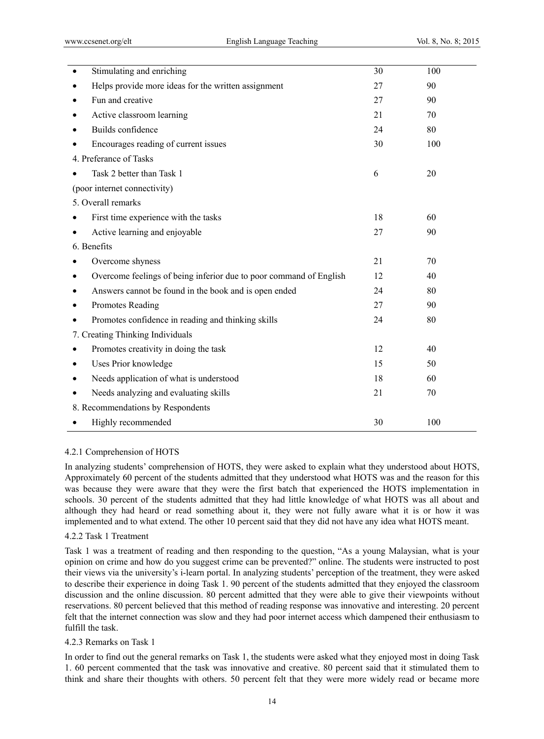| | | |
|---|---|---|
| • Stimulating and enriching | 30 | 100 |
| • Helps provide more ideas for the written assignment | 27 | 90 |
| • Fun and creative | 27 | 90 |
| • Active classroom learning | 21 | 70 |
| • Builds confidence | 24 | 80 |
| • Encourages reading of current issues | 30 | 100 |
| 4. Preferance of Tasks | | |
| • Task 2 better than Task 1 | 6 | 20 |
| (poor internet connectivity) | | |
| 5. Overall remarks | | |
| • First time experience with the tasks | 18 | 60 |
| • Active learning and enjoyable | 27 | 90 |
| 6. Benefits | | |
| • Overcome shyness | 21 | 70 |
| • Overcome feelings of being inferior due to poor command of English | 12 | 40 |
| • Answers cannot be found in the book and is open ended | 24 | 80 |
| • Promotes Reading | 27 | 90 |
| • Promotes confidence in reading and thinking skills | 24 | 80 |
| 7. Creating Thinking Individuals | | |
| • Promotes creativity in doing the task | 12 | 40 |
| • Uses Prior knowledge | 15 | 50 |
| • Needs application of what is understood | 18 | 60 |
| • Needs analyzing and evaluating skills | 21 | 70 |
| 8. Recommendations by Respondents | | |
| • Highly recommended | 30 | 100 |

#### 4.2.1 Comprehension of HOTS

In analyzing students' comprehension of HOTS, they were asked to explain what they understood about HOTS, Approximately 60 percent of the students admitted that they understood what HOTS was and the reason for this was because they were aware that they were the first batch that experienced the HOTS implementation in schools. 30 percent of the students admitted that they had little knowledge of what HOTS was all about and although they had heard or read something about it, they were not fully aware what it is or how it was implemented and to what extend. The other 10 percent said that they did not have any idea what HOTS meant.

#### 4.2.2 Task 1 Treatment

Task 1 was a treatment of reading and then responding to the question, "As a young Malaysian, what is your opinion on crime and how do you suggest crime can be prevented?" online. The students were instructed to post their views via the university's i-learn portal. In analyzing students' perception of the treatment, they were asked to describe their experience in doing Task 1. 90 percent of the students admitted that they enjoyed the classroom discussion and the online discussion. 80 percent admitted that they were able to give their viewpoints without reservations. 80 percent believed that this method of reading response was innovative and interesting. 20 percent felt that the internet connection was slow and they had poor internet access which dampened their enthusiasm to fulfill the task.

#### 4.2.3 Remarks on Task 1

In order to find out the general remarks on Task 1, the students were asked what they enjoyed most in doing Task 1. 60 percent commented that the task was innovative and creative. 80 percent said that it stimulated them to think and share their thoughts with others. 50 percent felt that they were more widely read or became more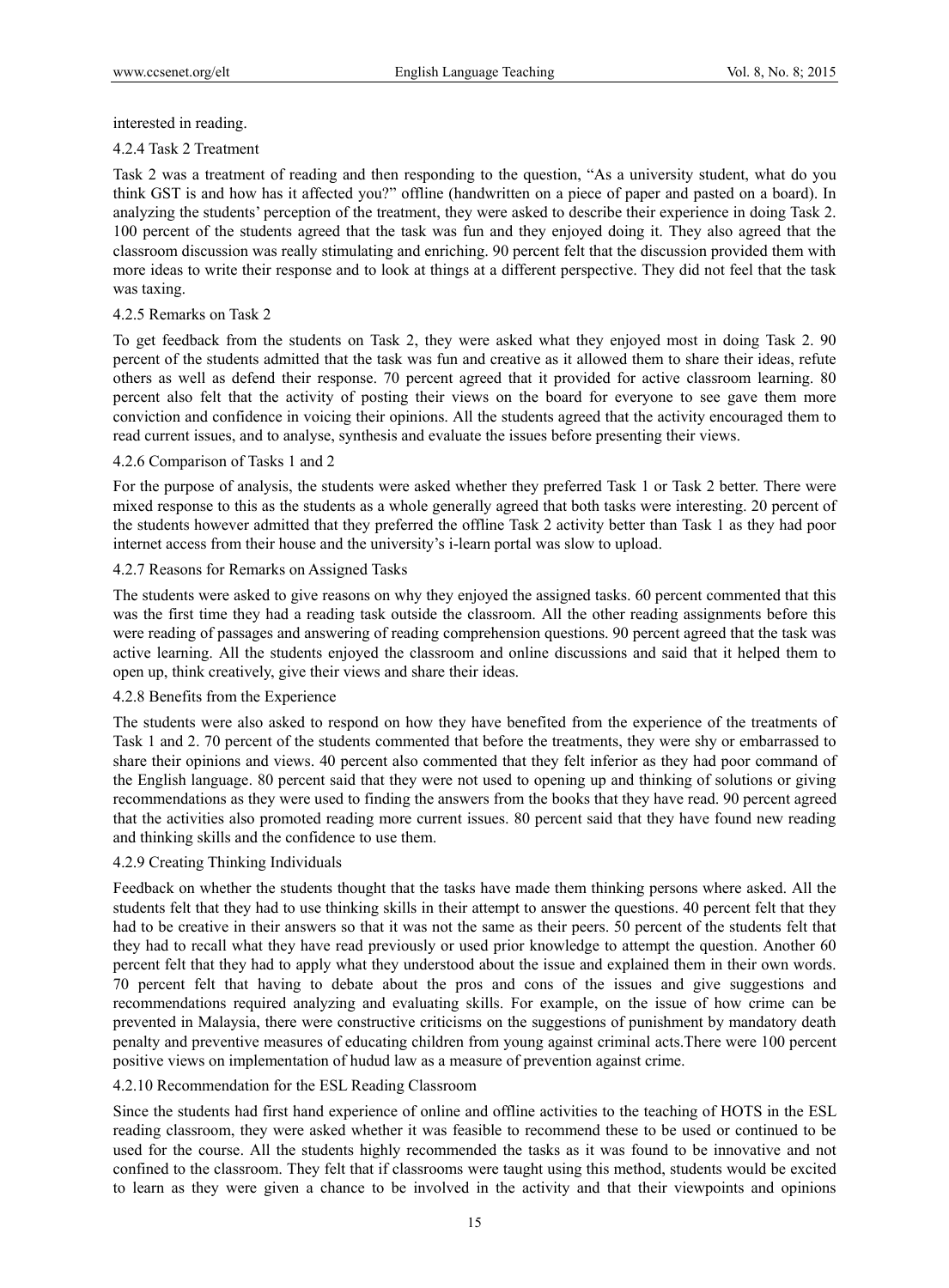interested in reading.

#### 4.2.4 Task 2 Treatment

Task 2 was a treatment of reading and then responding to the question, "As a university student, what do you think GST is and how has it affected you?" offline (handwritten on a piece of paper and pasted on a board). In analyzing the students' perception of the treatment, they were asked to describe their experience in doing Task 2. 100 percent of the students agreed that the task was fun and they enjoyed doing it. They also agreed that the classroom discussion was really stimulating and enriching. 90 percent felt that the discussion provided them with more ideas to write their response and to look at things at a different perspective. They did not feel that the task was taxing.

#### 4.2.5 Remarks on Task 2

To get feedback from the students on Task 2, they were asked what they enjoyed most in doing Task 2. 90 percent of the students admitted that the task was fun and creative as it allowed them to share their ideas, refute others as well as defend their response. 70 percent agreed that it provided for active classroom learning. 80 percent also felt that the activity of posting their views on the board for everyone to see gave them more conviction and confidence in voicing their opinions. All the students agreed that the activity encouraged them to read current issues, and to analyse, synthesis and evaluate the issues before presenting their views.

#### 4.2.6 Comparison of Tasks 1 and 2

For the purpose of analysis, the students were asked whether they preferred Task 1 or Task 2 better. There were mixed response to this as the students as a whole generally agreed that both tasks were interesting. 20 percent of the students however admitted that they preferred the offline Task 2 activity better than Task 1 as they had poor internet access from their house and the university's i-learn portal was slow to upload.

#### 4.2.7 Reasons for Remarks on Assigned Tasks

The students were asked to give reasons on why they enjoyed the assigned tasks. 60 percent commented that this was the first time they had a reading task outside the classroom. All the other reading assignments before this were reading of passages and answering of reading comprehension questions. 90 percent agreed that the task was active learning. All the students enjoyed the classroom and online discussions and said that it helped them to open up, think creatively, give their views and share their ideas.

#### 4.2.8 Benefits from the Experience

The students were also asked to respond on how they have benefited from the experience of the treatments of Task 1 and 2. 70 percent of the students commented that before the treatments, they were shy or embarrassed to share their opinions and views. 40 percent also commented that they felt inferior as they had poor command of the English language. 80 percent said that they were not used to opening up and thinking of solutions or giving recommendations as they were used to finding the answers from the books that they have read. 90 percent agreed that the activities also promoted reading more current issues. 80 percent said that they have found new reading and thinking skills and the confidence to use them.

#### 4.2.9 Creating Thinking Individuals

Feedback on whether the students thought that the tasks have made them thinking persons where asked. All the students felt that they had to use thinking skills in their attempt to answer the questions. 40 percent felt that they had to be creative in their answers so that it was not the same as their peers. 50 percent of the students felt that they had to recall what they have read previously or used prior knowledge to attempt the question. Another 60 percent felt that they had to apply what they understood about the issue and explained them in their own words. 70 percent felt that having to debate about the pros and cons of the issues and give suggestions and recommendations required analyzing and evaluating skills. For example, on the issue of how crime can be prevented in Malaysia, there were constructive criticisms on the suggestions of punishment by mandatory death penalty and preventive measures of educating children from young against criminal acts.There were 100 percent positive views on implementation of hudud law as a measure of prevention against crime.

#### 4.2.10 Recommendation for the ESL Reading Classroom

Since the students had first hand experience of online and offline activities to the teaching of HOTS in the ESL reading classroom, they were asked whether it was feasible to recommend these to be used or continued to be used for the course. All the students highly recommended the tasks as it was found to be innovative and not confined to the classroom. They felt that if classrooms were taught using this method, students would be excited to learn as they were given a chance to be involved in the activity and that their viewpoints and opinions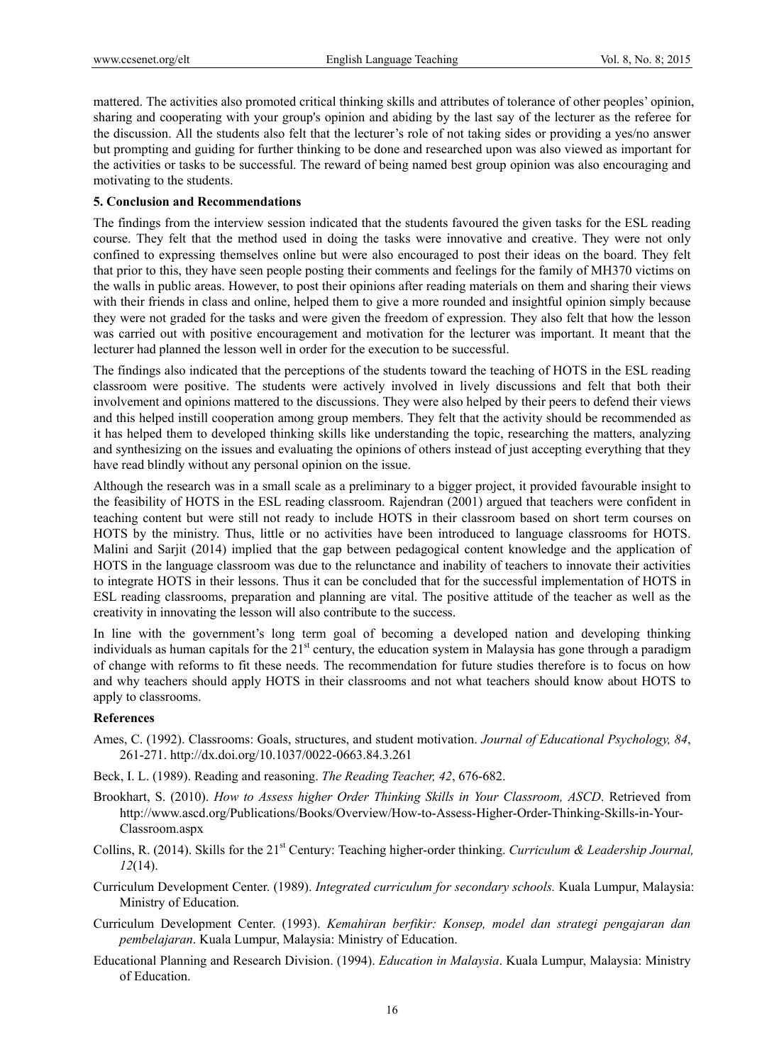mattered. The activities also promoted critical thinking skills and attributes of tolerance of other peoples' opinion, sharing and cooperating with your group's opinion and abiding by the last say of the lecturer as the referee for the discussion. All the students also felt that the lecturer's role of not taking sides or providing a yes/no answer but prompting and guiding for further thinking to be done and researched upon was also viewed as important for the activities or tasks to be successful. The reward of being named best group opinion was also encouraging and motivating to the students.

## 5. Conclusion and Recommendations

The findings from the interview session indicated that the students favoured the given tasks for the ESL reading course. They felt that the method used in doing the tasks were innovative and creative. They were not only confined to expressing themselves online but were also encouraged to post their ideas on the board. They felt that prior to this, they have seen people posting their comments and feelings for the family of MH370 victims on the walls in public areas. However, to post their opinions after reading materials on them and sharing their views with their friends in class and online, helped them to give a more rounded and insightful opinion simply because they were not graded for the tasks and were given the freedom of expression. They also felt that how the lesson was carried out with positive encouragement and motivation for the lecturer was important. It meant that the lecturer had planned the lesson well in order for the execution to be successful.

The findings also indicated that the perceptions of the students toward the teaching of HOTS in the ESL reading classroom were positive. The students were actively involved in lively discussions and felt that both their involvement and opinions mattered to the discussions. They were also helped by their peers to defend their views and this helped instill cooperation among group members. They felt that the activity should be recommended as it has helped them to developed thinking skills like understanding the topic, researching the matters, analyzing and synthesizing on the issues and evaluating the opinions of others instead of just accepting everything that they have read blindly without any personal opinion on the issue.

Although the research was in a small scale as a preliminary to a bigger project, it provided favourable insight to the feasibility of HOTS in the ESL reading classroom. Rajendran (2001) argued that teachers were confident in teaching content but were still not ready to include HOTS in their classroom based on short term courses on HOTS by the ministry. Thus, little or no activities have been introduced to language classrooms for HOTS. Malini and Sarjit (2014) implied that the gap between pedagogical content knowledge and the application of HOTS in the language classroom was due to the relunctance and inability of teachers to innovate their activities to integrate HOTS in their lessons. Thus it can be concluded that for the successful implementation of HOTS in ESL reading classrooms, preparation and planning are vital. The positive attitude of the teacher as well as the creativity in innovating the lesson will also contribute to the success.

In line with the government's long term goal of becoming a developed nation and developing thinking individuals as human capitals for the 21st century, the education system in Malaysia has gone through a paradigm of change with reforms to fit these needs. The recommendation for future studies therefore is to focus on how and why teachers should apply HOTS in their classrooms and not what teachers should know about HOTS to apply to classrooms.

## References

Ames, C. (1992). Classrooms: Goals, structures, and student motivation. *Journal of Educational Psychology, 84*, 261-271. http://dx.doi.org/10.1037/0022-0663.84.3.261

Beck, I. L. (1989). Reading and reasoning. *The Reading Teacher, 42*, 676-682.

Brookhart, S. (2010). *How to Assess higher Order Thinking Skills in Your Classroom, ASCD*. Retrieved from http://www.ascd.org/Publications/Books/Overview/How-to-Assess-Higher-Order-Thinking-Skills-in-Your-Classroom.aspx

Collins, R. (2014). Skills for the 21st Century: Teaching higher-order thinking. *Curriculum & Leadership Journal, 12*(14).

Curriculum Development Center. (1989). *Integrated curriculum for secondary schools.* Kuala Lumpur, Malaysia: Ministry of Education.

Curriculum Development Center. (1993). *Kemahiran berfikir: Konsep, model dan strategi pengajaran dan pembelajaran*. Kuala Lumpur, Malaysia: Ministry of Education.

Educational Planning and Research Division. (1994). *Education in Malaysia*. Kuala Lumpur, Malaysia: Ministry of Education.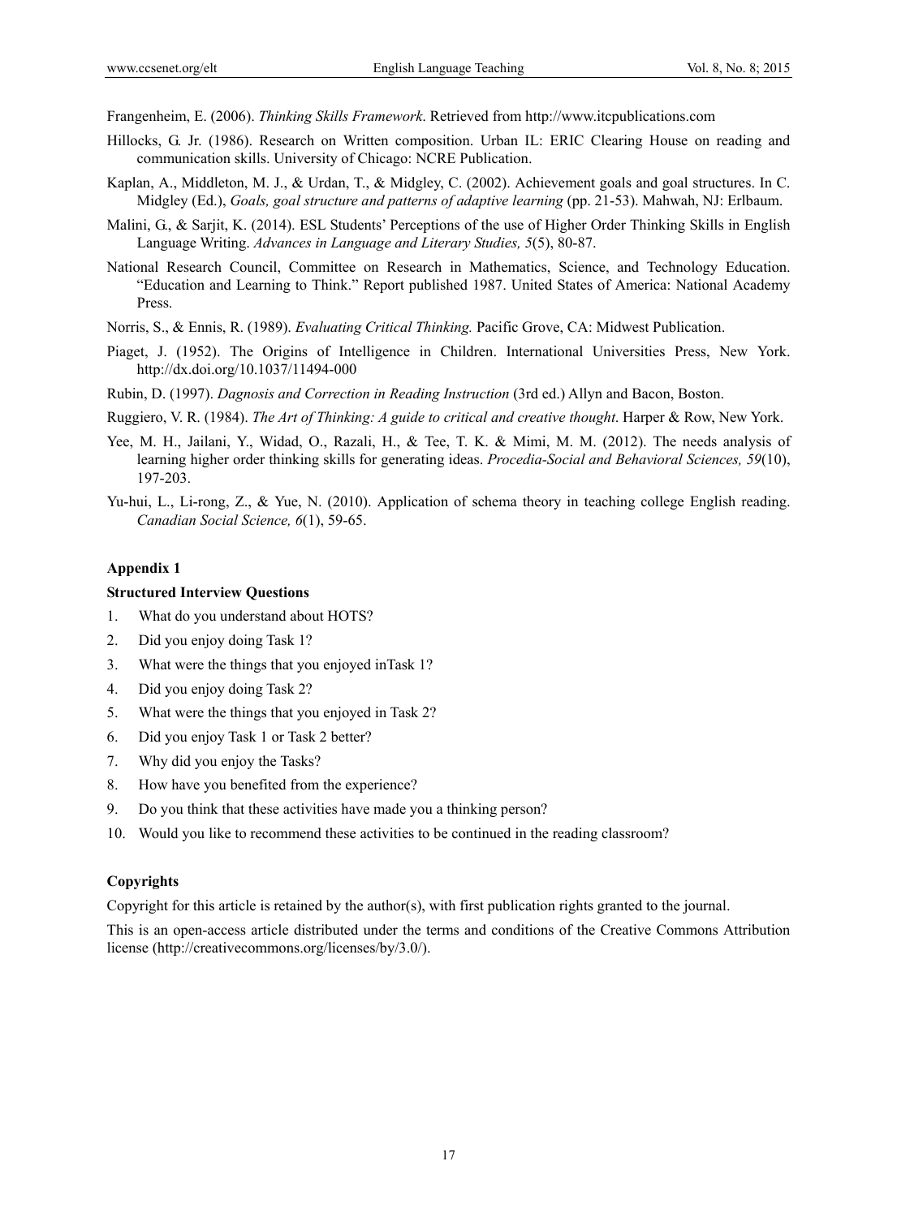Frangenheim, E. (2006). *Thinking Skills Framework*. Retrieved from http://www.itcpublications.com

Hillocks, G. Jr. (1986). Research on Written composition. Urban IL: ERIC Clearing House on reading and communication skills. University of Chicago: NCRE Publication.

Kaplan, A., Middleton, M. J., & Urdan, T., & Midgley, C. (2002). Achievement goals and goal structures. In C. Midgley (Ed.), *Goals, goal structure and patterns of adaptive learning* (pp. 21-53). Mahwah, NJ: Erlbaum.

Malini, G., & Sarjit, K. (2014). ESL Students' Perceptions of the use of Higher Order Thinking Skills in English Language Writing. *Advances in Language and Literary Studies, 5*(5), 80-87.

National Research Council, Committee on Research in Mathematics, Science, and Technology Education. "Education and Learning to Think." Report published 1987. United States of America: National Academy Press.

Norris, S., & Ennis, R. (1989). *Evaluating Critical Thinking.* Pacific Grove, CA: Midwest Publication.

Piaget, J. (1952). The Origins of Intelligence in Children. International Universities Press, New York. http://dx.doi.org/10.1037/11494-000

Rubin, D. (1997). *Dagnosis and Correction in Reading Instruction* (3rd ed.) Allyn and Bacon, Boston.

Ruggiero, V. R. (1984). *The Art of Thinking: A guide to critical and creative thought*. Harper & Row, New York.

Yee, M. H., Jailani, Y., Widad, O., Razali, H., & Tee, T. K. & Mimi, M. M. (2012). The needs analysis of learning higher order thinking skills for generating ideas. *Procedia-Social and Behavioral Sciences, 59*(10), 197-203.

Yu-hui, L., Li-rong, Z., & Yue, N. (2010). Application of schema theory in teaching college English reading. *Canadian Social Science, 6*(1), 59-65.

## Appendix 1

### Structured Interview Questions

1. What do you understand about HOTS?
2. Did you enjoy doing Task 1?
3. What were the things that you enjoyed inTask 1?
4. Did you enjoy doing Task 2?
5. What were the things that you enjoyed in Task 2?
6. Did you enjoy Task 1 or Task 2 better?
7. Why did you enjoy the Tasks?
8. How have you benefited from the experience?
9. Do you think that these activities have made you a thinking person?
10. Would you like to recommend these activities to be continued in the reading classroom?

### Copyrights

Copyright for this article is retained by the author(s), with first publication rights granted to the journal.

This is an open-access article distributed under the terms and conditions of the Creative Commons Attribution license (http://creativecommons.org/licenses/by/3.0/).